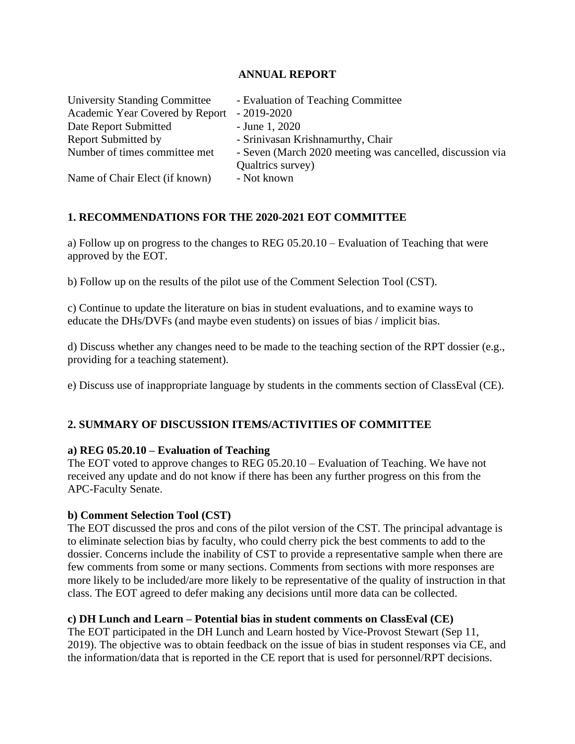# ANNUAL REPORT

| | |
|---|---|
| University Standing Committee | - Evaluation of Teaching Committee |
| Academic Year Covered by Report | - 2019-2020 |
| Date Report Submitted | - June 1, 2020 |
| Report Submitted by | - Srinivasan Krishnamurthy, Chair |
| Number of times committee met | - Seven (March 2020 meeting was cancelled, discussion via Qualtrics survey) |
| Name of Chair Elect (if known) | - Not known |

## 1. RECOMMENDATIONS FOR THE 2020-2021 EOT COMMITTEE

a) Follow up on progress to the changes to REG 05.20.10 – Evaluation of Teaching that were approved by the EOT.

b) Follow up on the results of the pilot use of the Comment Selection Tool (CST).

c) Continue to update the literature on bias in student evaluations, and to examine ways to educate the DHs/DVFs (and maybe even students) on issues of bias / implicit bias.

d) Discuss whether any changes need to be made to the teaching section of the RPT dossier (e.g., providing for a teaching statement).

e) Discuss use of inappropriate language by students in the comments section of ClassEval (CE).

## 2. SUMMARY OF DISCUSSION ITEMS/ACTIVITIES OF COMMITTEE

### a) REG 05.20.10 – Evaluation of Teaching

The EOT voted to approve changes to REG 05.20.10 – Evaluation of Teaching. We have not received any update and do not know if there has been any further progress on this from the APC-Faculty Senate.

### b) Comment Selection Tool (CST)

The EOT discussed the pros and cons of the pilot version of the CST. The principal advantage is to eliminate selection bias by faculty, who could cherry pick the best comments to add to the dossier. Concerns include the inability of CST to provide a representative sample when there are few comments from some or many sections. Comments from sections with more responses are more likely to be included/are more likely to be representative of the quality of instruction in that class. The EOT agreed to defer making any decisions until more data can be collected.

### c) DH Lunch and Learn – Potential bias in student comments on ClassEval (CE)

The EOT participated in the DH Lunch and Learn hosted by Vice-Provost Stewart (Sep 11, 2019). The objective was to obtain feedback on the issue of bias in student responses via CE, and the information/data that is reported in the CE report that is used for personnel/RPT decisions.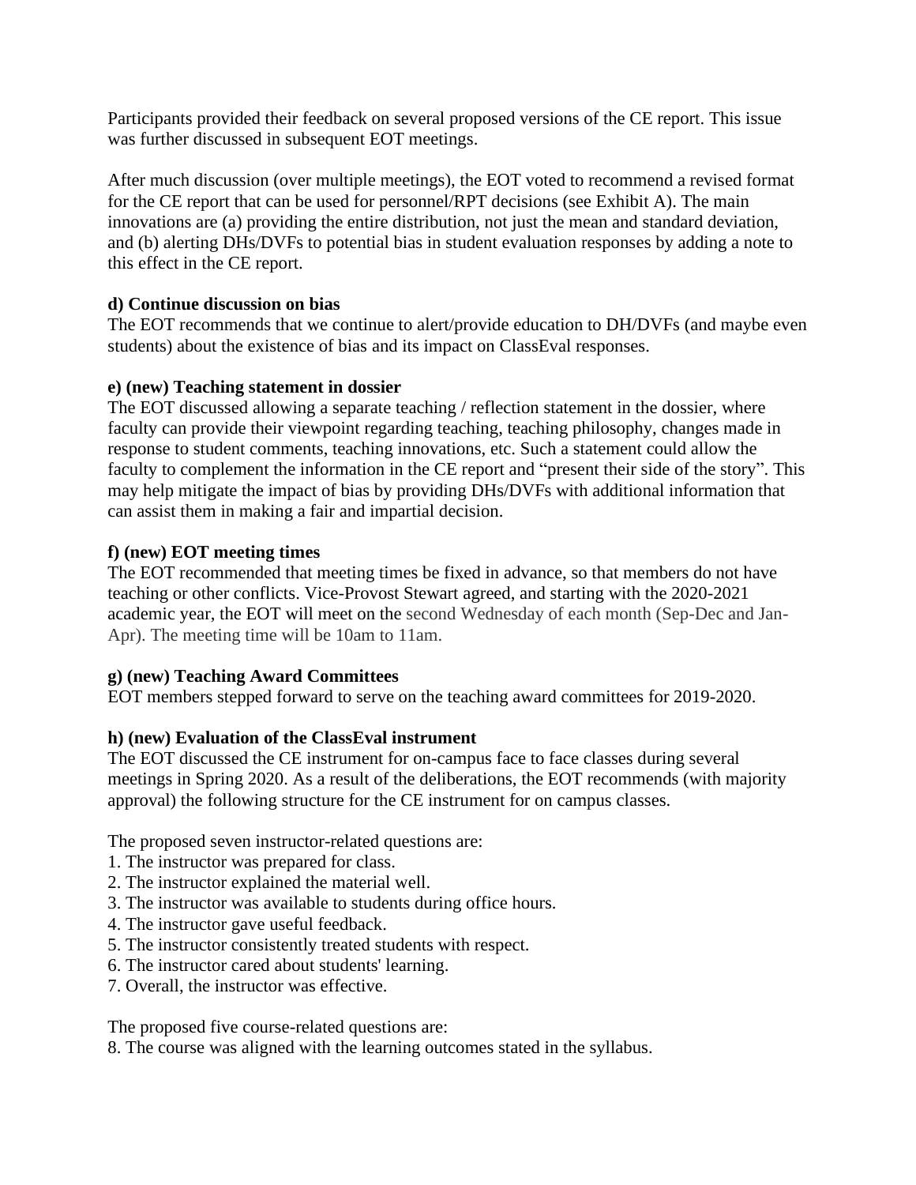Participants provided their feedback on several proposed versions of the CE report. This issue was further discussed in subsequent EOT meetings.

After much discussion (over multiple meetings), the EOT voted to recommend a revised format for the CE report that can be used for personnel/RPT decisions (see Exhibit A). The main innovations are (a) providing the entire distribution, not just the mean and standard deviation, and (b) alerting DHs/DVFs to potential bias in student evaluation responses by adding a note to this effect in the CE report.

**d) Continue discussion on bias**

The EOT recommends that we continue to alert/provide education to DH/DVFs (and maybe even students) about the existence of bias and its impact on ClassEval responses.

**e) (new) Teaching statement in dossier**

The EOT discussed allowing a separate teaching / reflection statement in the dossier, where faculty can provide their viewpoint regarding teaching, teaching philosophy, changes made in response to student comments, teaching innovations, etc. Such a statement could allow the faculty to complement the information in the CE report and "present their side of the story". This may help mitigate the impact of bias by providing DHs/DVFs with additional information that can assist them in making a fair and impartial decision.

**f) (new) EOT meeting times**

The EOT recommended that meeting times be fixed in advance, so that members do not have teaching or other conflicts. Vice-Provost Stewart agreed, and starting with the 2020-2021 academic year, the EOT will meet on the second Wednesday of each month (Sep-Dec and Jan-Apr). The meeting time will be 10am to 11am.

**g) (new) Teaching Award Committees**

EOT members stepped forward to serve on the teaching award committees for 2019-2020.

**h) (new) Evaluation of the ClassEval instrument**

The EOT discussed the CE instrument for on-campus face to face classes during several meetings in Spring 2020. As a result of the deliberations, the EOT recommends (with majority approval) the following structure for the CE instrument for on campus classes.

The proposed seven instructor-related questions are:

1. The instructor was prepared for class.
2. The instructor explained the material well.
3. The instructor was available to students during office hours.
4. The instructor gave useful feedback.
5. The instructor consistently treated students with respect.
6. The instructor cared about students' learning.
7. Overall, the instructor was effective.

The proposed five course-related questions are:

8. The course was aligned with the learning outcomes stated in the syllabus.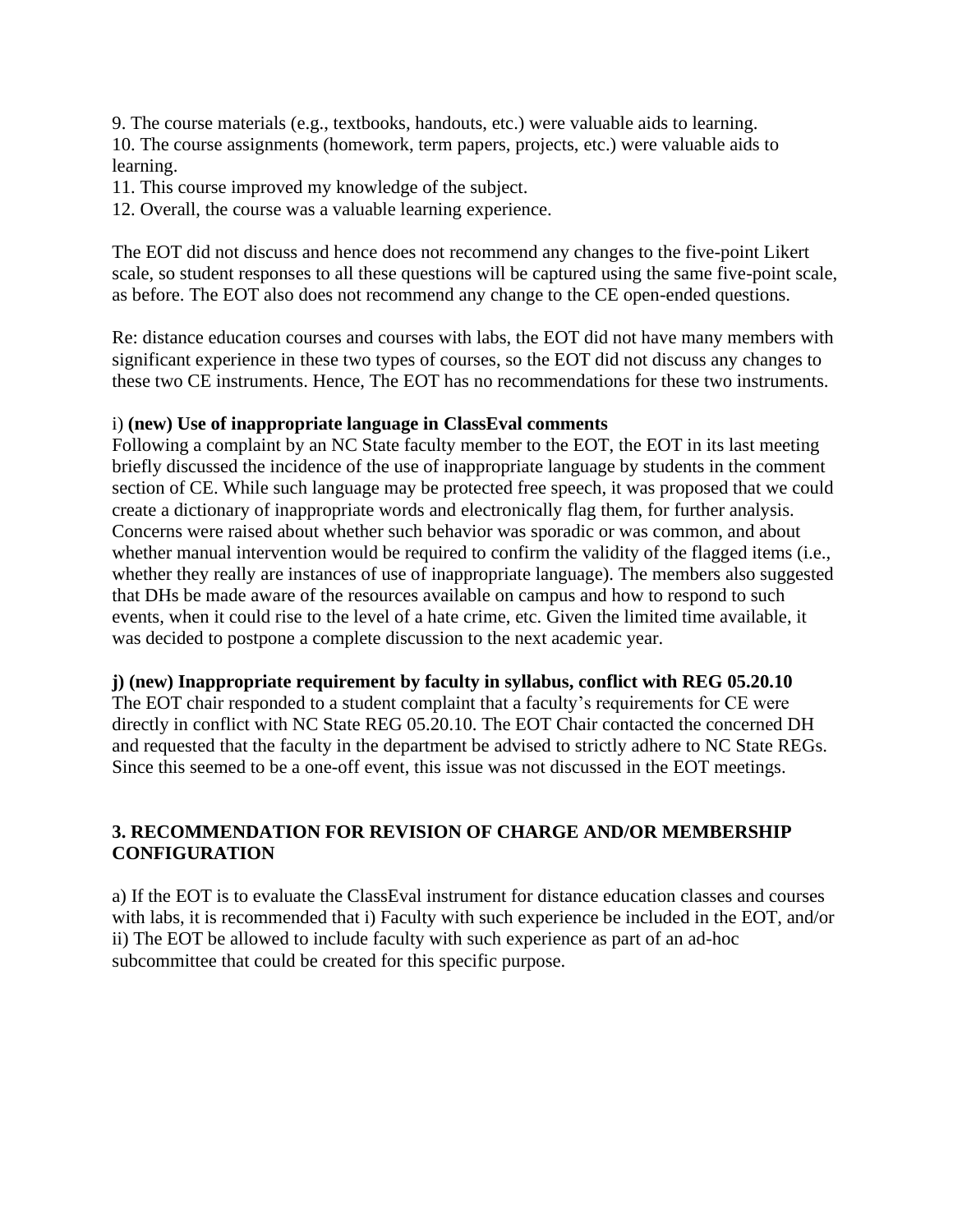9. The course materials (e.g., textbooks, handouts, etc.) were valuable aids to learning.
10. The course assignments (homework, term papers, projects, etc.) were valuable aids to learning.
11. This course improved my knowledge of the subject.
12. Overall, the course was a valuable learning experience.

The EOT did not discuss and hence does not recommend any changes to the five-point Likert scale, so student responses to all these questions will be captured using the same five-point scale, as before. The EOT also does not recommend any change to the CE open-ended questions.

Re: distance education courses and courses with labs, the EOT did not have many members with significant experience in these two types of courses, so the EOT did not discuss any changes to these two CE instruments. Hence, The EOT has no recommendations for these two instruments.

i) **(new) Use of inappropriate language in ClassEval comments**

Following a complaint by an NC State faculty member to the EOT, the EOT in its last meeting briefly discussed the incidence of the use of inappropriate language by students in the comment section of CE. While such language may be protected free speech, it was proposed that we could create a dictionary of inappropriate words and electronically flag them, for further analysis. Concerns were raised about whether such behavior was sporadic or was common, and about whether manual intervention would be required to confirm the validity of the flagged items (i.e., whether they really are instances of use of inappropriate language). The members also suggested that DHs be made aware of the resources available on campus and how to respond to such events, when it could rise to the level of a hate crime, etc. Given the limited time available, it was decided to postpone a complete discussion to the next academic year.

**j) (new) Inappropriate requirement by faculty in syllabus, conflict with REG 05.20.10**

The EOT chair responded to a student complaint that a faculty's requirements for CE were directly in conflict with NC State REG 05.20.10. The EOT Chair contacted the concerned DH and requested that the faculty in the department be advised to strictly adhere to NC State REGs. Since this seemed to be a one-off event, this issue was not discussed in the EOT meetings.

## 3. RECOMMENDATION FOR REVISION OF CHARGE AND/OR MEMBERSHIP CONFIGURATION

a) If the EOT is to evaluate the ClassEval instrument for distance education classes and courses with labs, it is recommended that i) Faculty with such experience be included in the EOT, and/or ii) The EOT be allowed to include faculty with such experience as part of an ad-hoc subcommittee that could be created for this specific purpose.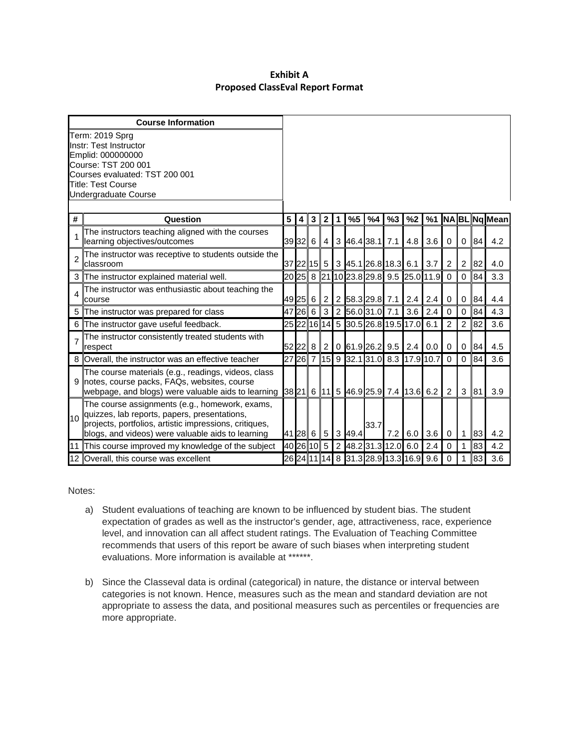**Exhibit A**
**Proposed ClassEval Report Format**

**Course Information**

Term: 2019 Sprg
Instr: Test Instructor
Emplid: 000000000
Course: TST 200 001
Courses evaluated: TST 200 001
Title: Test Course
Undergraduate Course

| # | Question | 5 | 4 | 3 | 2 | 1 | %5 | %4 | %3 | %2 | %1 | NA | BL | Nq | Mean |
|---|---|---|---|---|---|---|---|---|---|---|---|---|---|---|---|
| 1 | The instructors teaching aligned with the courses learning objectives/outcomes | 39 | 32 | 6 | 4 | 3 | 46.4 | 38.1 | 7.1 | 4.8 | 3.6 | 0 | 0 | 84 | 4.2 |
| 2 | The instructor was receptive to students outside the classroom | 37 | 22 | 15 | 5 | 3 | 45.1 | 26.8 | 18.3 | 6.1 | 3.7 | 2 | 2 | 82 | 4.0 |
| 3 | The instructor explained material well. | 20 | 25 | 8 | 21 | 10 | 23.8 | 29.8 | 9.5 | 25.0 | 11.9 | 0 | 0 | 84 | 3.3 |
| 4 | The instructor was enthusiastic about teaching the course | 49 | 25 | 6 | 2 | 2 | 58.3 | 29.8 | 7.1 | 2.4 | 2.4 | 0 | 0 | 84 | 4.4 |
| 5 | The instructor was prepared for class | 47 | 26 | 6 | 3 | 2 | 56.0 | 31.0 | 7.1 | 3.6 | 2.4 | 0 | 0 | 84 | 4.3 |
| 6 | The instructor gave useful feedback. | 25 | 22 | 16 | 14 | 5 | 30.5 | 26.8 | 19.5 | 17.0 | 6.1 | 2 | 2 | 82 | 3.6 |
| 7 | The instructor consistently treated students with respect | 52 | 22 | 8 | 2 | 0 | 61.9 | 26.2 | 9.5 | 2.4 | 0.0 | 0 | 0 | 84 | 4.5 |
| 8 | Overall, the instructor was an effective teacher | 27 | 26 | 7 | 15 | 9 | 32.1 | 31.0 | 8.3 | 17.9 | 10.7 | 0 | 0 | 84 | 3.6 |
| 9 | The course materials (e.g., readings, videos, class notes, course packs, FAQs, websites, course webpage, and blogs) were valuable aids to learning | 38 | 21 | 6 | 11 | 5 | 46.9 | 25.9 | 7.4 | 13.6 | 6.2 | 2 | 3 | 81 | 3.9 |
| 10 | The course assignments (e.g., homework, exams, quizzes, lab reports, papers, presentations, projects, portfolios, artistic impressions, critiques, blogs, and videos) were valuable aids to learning | 41 | 28 | 6 | 5 | 3 | 49.4 | 33.7 | 7.2 | 6.0 | 3.6 | 0 | 1 | 83 | 4.2 |
| 11 | This course improved my knowledge of the subject | 40 | 26 | 10 | 5 | 2 | 48.2 | 31.3 | 12.0 | 6.0 | 2.4 | 0 | 1 | 83 | 4.2 |
| 12 | Overall, this course was excellent | 26 | 24 | 11 | 14 | 8 | 31.3 | 28.9 | 13.3 | 16.9 | 9.6 | 0 | 1 | 83 | 3.6 |

Notes:

a) Student evaluations of teaching are known to be influenced by student bias. The student expectation of grades as well as the instructor's gender, age, attractiveness, race, experience level, and innovation can all affect student ratings. The Evaluation of Teaching Committee recommends that users of this report be aware of such biases when interpreting student evaluations. More information is available at ******.

b) Since the Classeval data is ordinal (categorical) in nature, the distance or interval between categories is not known. Hence, measures such as the mean and standard deviation are not appropriate to assess the data, and positional measures such as percentiles or frequencies are more appropriate.